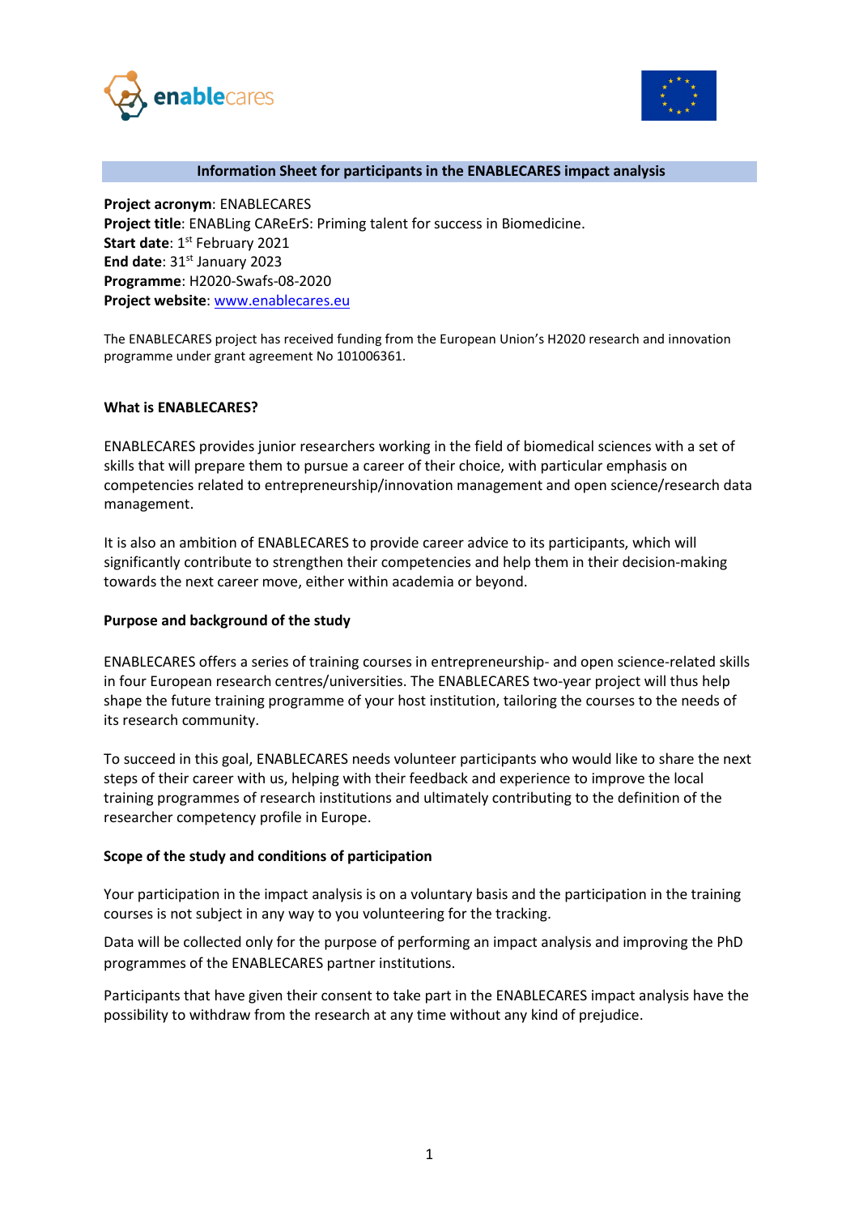## Information Sheet for participants in the ENABLECARES impact analysis

**Project acronym**: ENABLECARES
**Project title**: ENABLing CAReErS: Priming talent for success in Biomedicine.
**Start date**: 1st February 2021
**End date**: 31st January 2023
**Programme**: H2020-Swafs-08-2020
**Project website**: [www.enablecares.eu](www.enablecares.eu)

The ENABLECARES project has received funding from the European Union's H2020 research and innovation programme under grant agreement No 101006361.

### What is ENABLECARES?

ENABLECARES provides junior researchers working in the field of biomedical sciences with a set of skills that will prepare them to pursue a career of their choice, with particular emphasis on competencies related to entrepreneurship/innovation management and open science/research data management.

It is also an ambition of ENABLECARES to provide career advice to its participants, which will significantly contribute to strengthen their competencies and help them in their decision-making towards the next career move, either within academia or beyond.

### Purpose and background of the study

ENABLECARES offers a series of training courses in entrepreneurship- and open science-related skills in four European research centres/universities. The ENABLECARES two-year project will thus help shape the future training programme of your host institution, tailoring the courses to the needs of its research community.

To succeed in this goal, ENABLECARES needs volunteer participants who would like to share the next steps of their career with us, helping with their feedback and experience to improve the local training programmes of research institutions and ultimately contributing to the definition of the researcher competency profile in Europe.

### Scope of the study and conditions of participation

Your participation in the impact analysis is on a voluntary basis and the participation in the training courses is not subject in any way to you volunteering for the tracking.

Data will be collected only for the purpose of performing an impact analysis and improving the PhD programmes of the ENABLECARES partner institutions.

Participants that have given their consent to take part in the ENABLECARES impact analysis have the possibility to withdraw from the research at any time without any kind of prejudice.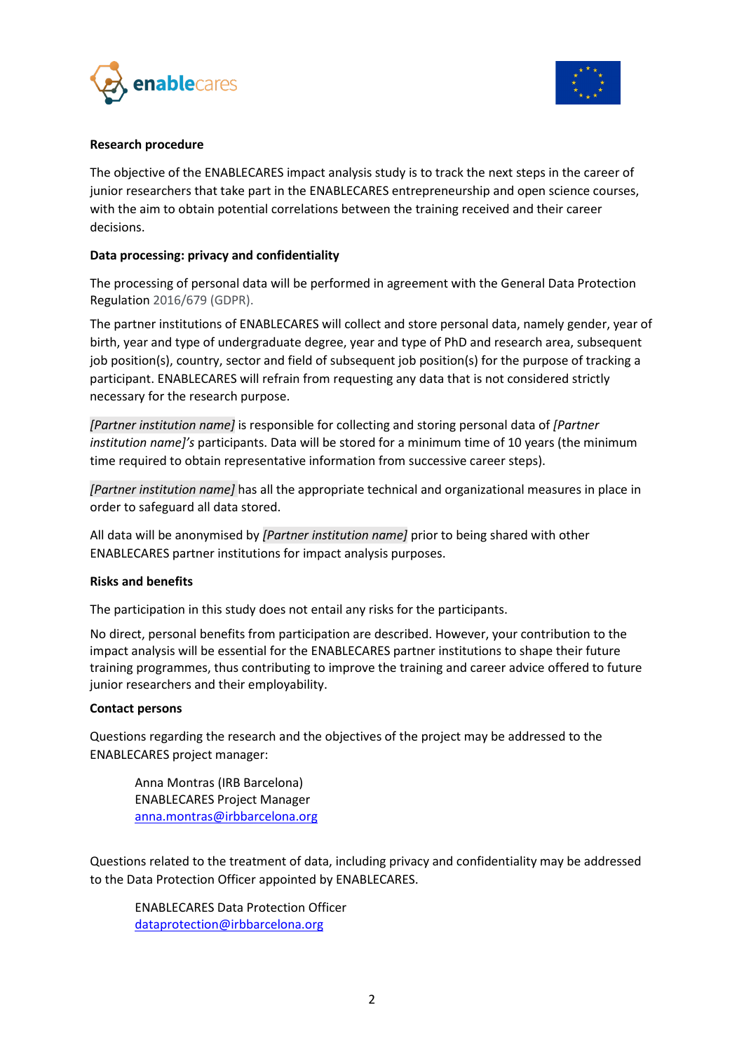**Research procedure**

The objective of the ENABLECARES impact analysis study is to track the next steps in the career of junior researchers that take part in the ENABLECARES entrepreneurship and open science courses, with the aim to obtain potential correlations between the training received and their career decisions.

**Data processing: privacy and confidentiality**

The processing of personal data will be performed in agreement with the General Data Protection Regulation 2016/679 (GDPR).

The partner institutions of ENABLECARES will collect and store personal data, namely gender, year of birth, year and type of undergraduate degree, year and type of PhD and research area, subsequent job position(s), country, sector and field of subsequent job position(s) for the purpose of tracking a participant. ENABLECARES will refrain from requesting any data that is not considered strictly necessary for the research purpose.

*[Partner institution name]* is responsible for collecting and storing personal data of *[Partner institution name]'s* participants. Data will be stored for a minimum time of 10 years (the minimum time required to obtain representative information from successive career steps).

*[Partner institution name]* has all the appropriate technical and organizational measures in place in order to safeguard all data stored.

All data will be anonymised by *[Partner institution name]* prior to being shared with other ENABLECARES partner institutions for impact analysis purposes.

**Risks and benefits**

The participation in this study does not entail any risks for the participants.

No direct, personal benefits from participation are described. However, your contribution to the impact analysis will be essential for the ENABLECARES partner institutions to shape their future training programmes, thus contributing to improve the training and career advice offered to future junior researchers and their employability.

**Contact persons**

Questions regarding the research and the objectives of the project may be addressed to the ENABLECARES project manager:

> Anna Montras (IRB Barcelona)
> ENABLECARES Project Manager
> anna.montras@irbbarcelona.org

Questions related to the treatment of data, including privacy and confidentiality may be addressed to the Data Protection Officer appointed by ENABLECARES.

> ENABLECARES Data Protection Officer
> dataprotection@irbbarcelona.org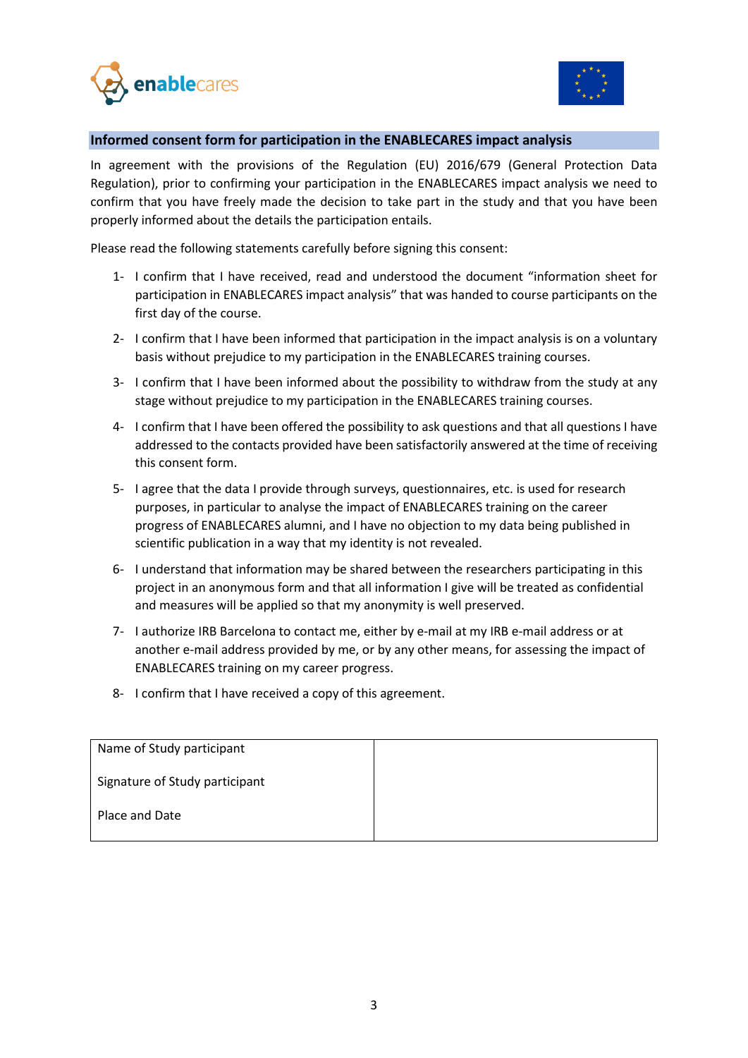## Informed consent form for participation in the ENABLECARES impact analysis

In agreement with the provisions of the Regulation (EU) 2016/679 (General Protection Data Regulation), prior to confirming your participation in the ENABLECARES impact analysis we need to confirm that you have freely made the decision to take part in the study and that you have been properly informed about the details the participation entails.

Please read the following statements carefully before signing this consent:

1- I confirm that I have received, read and understood the document "information sheet for participation in ENABLECARES impact analysis" that was handed to course participants on the first day of the course.

2- I confirm that I have been informed that participation in the impact analysis is on a voluntary basis without prejudice to my participation in the ENABLECARES training courses.

3- I confirm that I have been informed about the possibility to withdraw from the study at any stage without prejudice to my participation in the ENABLECARES training courses.

4- I confirm that I have been offered the possibility to ask questions and that all questions I have addressed to the contacts provided have been satisfactorily answered at the time of receiving this consent form.

5- I agree that the data I provide through surveys, questionnaires, etc. is used for research purposes, in particular to analyse the impact of ENABLECARES training on the career progress of ENABLECARES alumni, and I have no objection to my data being published in scientific publication in a way that my identity is not revealed.

6- I understand that information may be shared between the researchers participating in this project in an anonymous form and that all information I give will be treated as confidential and measures will be applied so that my anonymity is well preserved.

7- I authorize IRB Barcelona to contact me, either by e-mail at my IRB e-mail address or at another e-mail address provided by me, or by any other means, for assessing the impact of ENABLECARES training on my career progress.

8- I confirm that I have received a copy of this agreement.

| | |
|---|---|
| Name of Study participant<br><br>Signature of Study participant<br><br>Place and Date | |